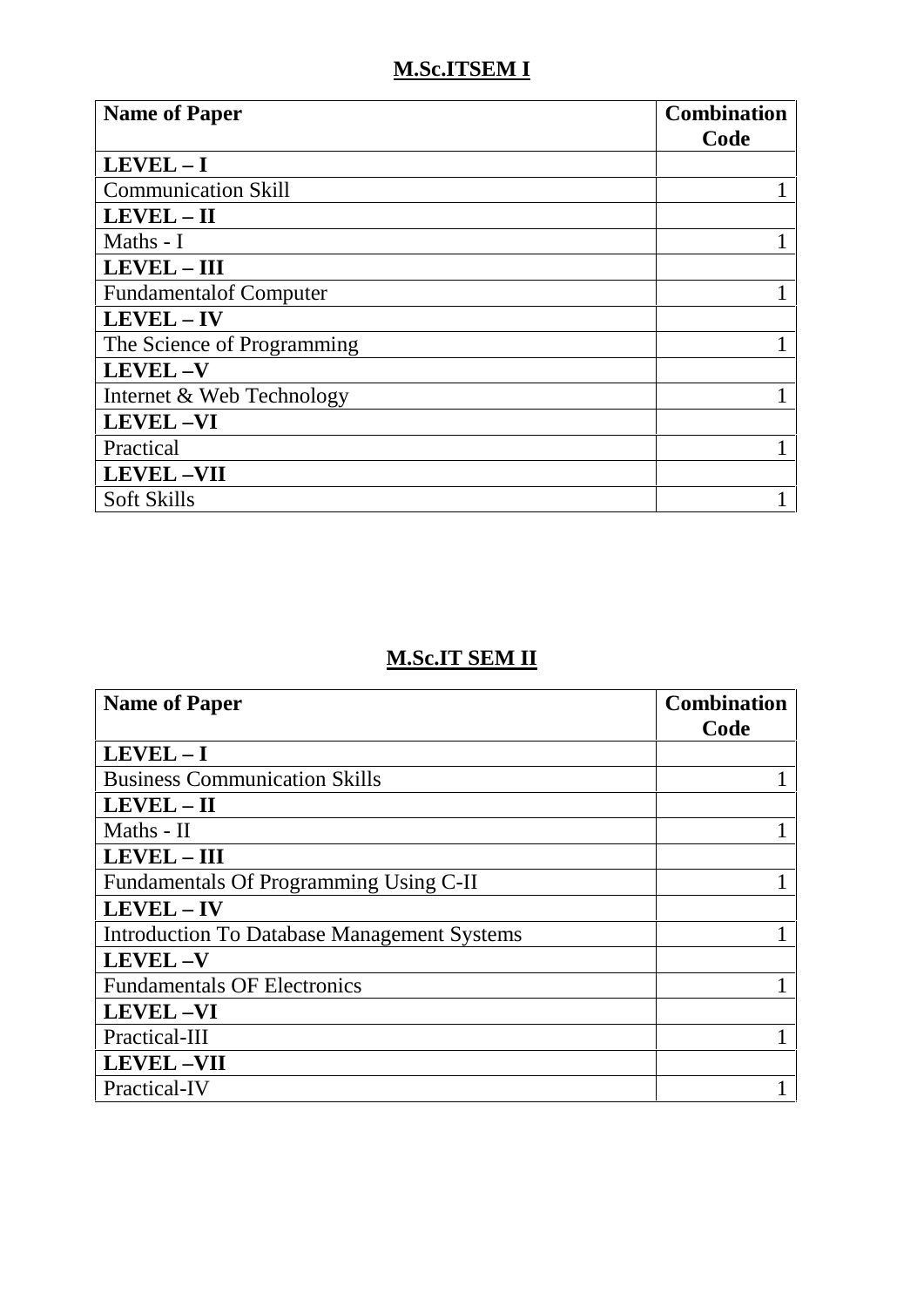## M.Sc.ITSEM I

| **Name of Paper** | **Combination Code** |
|---|---|
| **LEVEL – I** | |
| Communication Skill | 1 |
| **LEVEL – II** | |
| Maths - I | 1 |
| **LEVEL – III** | |
| Fundamentalof Computer | 1 |
| **LEVEL – IV** | |
| The Science of Programming | 1 |
| **LEVEL –V** | |
| Internet & Web Technology | 1 |
| **LEVEL –VI** | |
| Practical | 1 |
| **LEVEL –VII** | |
| Soft Skills | 1 |

## M.Sc.IT SEM II

| **Name of Paper** | **Combination Code** |
|---|---|
| **LEVEL – I** | |
| Business Communication Skills | 1 |
| **LEVEL – II** | |
| Maths - II | 1 |
| **LEVEL – III** | |
| Fundamentals Of Programming Using C-II | 1 |
| **LEVEL – IV** | |
| Introduction To Database Management Systems | 1 |
| **LEVEL –V** | |
| Fundamentals OF Electronics | 1 |
| **LEVEL –VI** | |
| Practical-III | 1 |
| **LEVEL –VII** | |
| Practical-IV | 1 |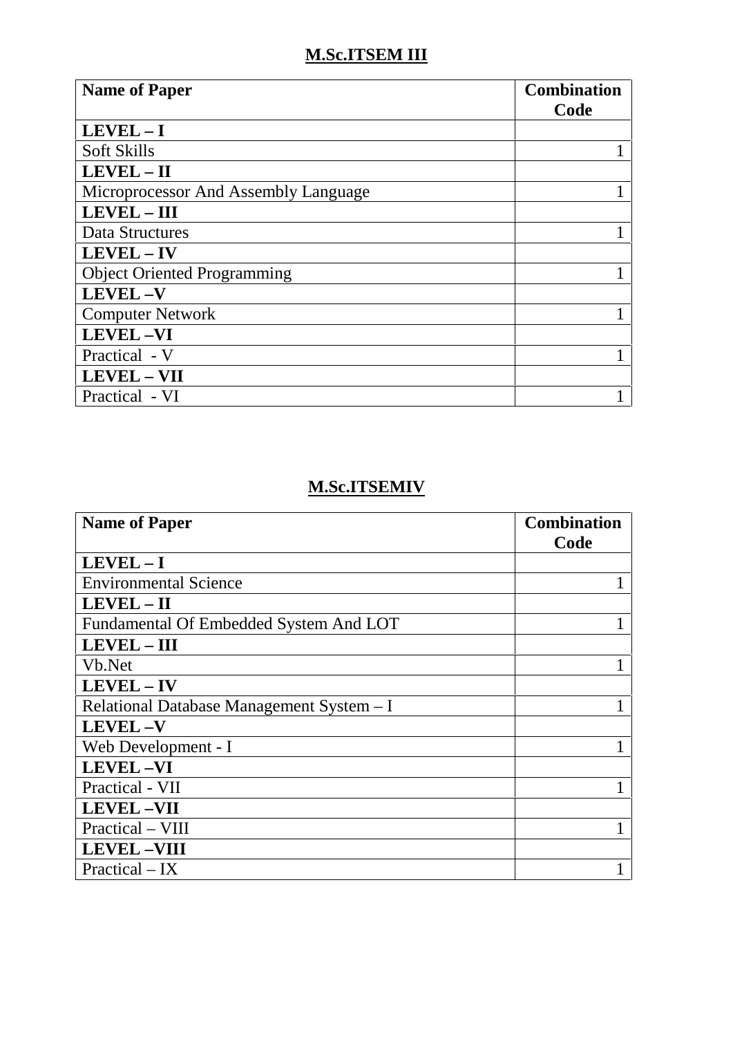## M.Sc.ITSEM III

| Name of Paper | Combination Code |
|---|---|
| **LEVEL – I** | |
| Soft Skills | 1 |
| **LEVEL – II** | |
| Microprocessor And Assembly Language | 1 |
| **LEVEL – III** | |
| Data Structures | 1 |
| **LEVEL – IV** | |
| Object Oriented Programming | 1 |
| **LEVEL –V** | |
| Computer Network | 1 |
| **LEVEL –VI** | |
| Practical - V | 1 |
| **LEVEL – VII** | |
| Practical - VI | 1 |

## M.Sc.ITSEMIV

| Name of Paper | Combination Code |
|---|---|
| **LEVEL – I** | |
| Environmental Science | 1 |
| **LEVEL – II** | |
| Fundamental Of Embedded System And LOT | 1 |
| **LEVEL – III** | |
| Vb.Net | 1 |
| **LEVEL – IV** | |
| Relational Database Management System – I | 1 |
| **LEVEL –V** | |
| Web Development - I | 1 |
| **LEVEL –VI** | |
| Practical - VII | 1 |
| **LEVEL –VII** | |
| Practical – VIII | 1 |
| **LEVEL –VIII** | |
| Practical – IX | 1 |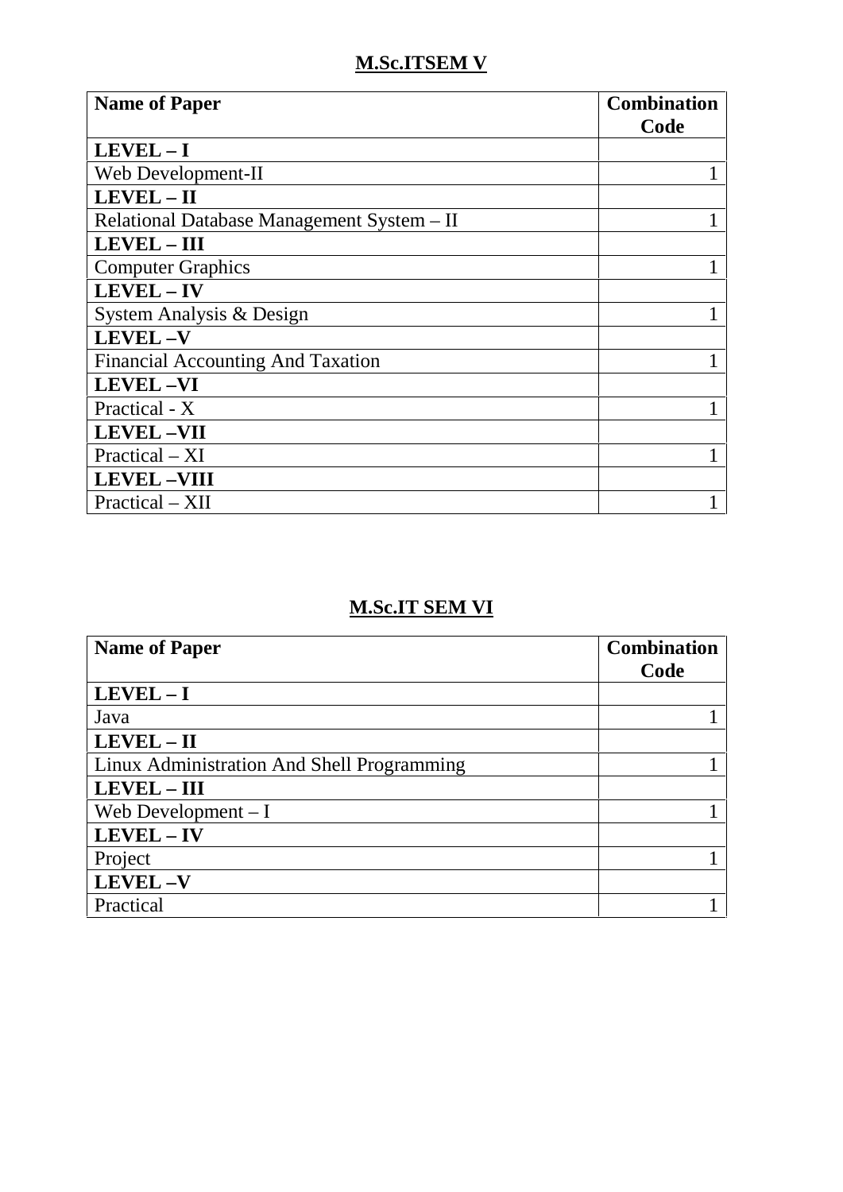## M.Sc.ITSEM V

| **Name of Paper** | **Combination Code** |
|---|---|
| **LEVEL – I** | |
| Web Development-II | 1 |
| **LEVEL – II** | |
| Relational Database Management System – II | 1 |
| **LEVEL – III** | |
| Computer Graphics | 1 |
| **LEVEL – IV** | |
| System Analysis & Design | 1 |
| **LEVEL –V** | |
| Financial Accounting And Taxation | 1 |
| **LEVEL –VI** | |
| Practical - X | 1 |
| **LEVEL –VII** | |
| Practical – XI | 1 |
| **LEVEL –VIII** | |
| Practical – XII | 1 |

## M.Sc.IT SEM VI

| **Name of Paper** | **Combination Code** |
|---|---|
| **LEVEL – I** | |
| Java | 1 |
| **LEVEL – II** | |
| Linux Administration And Shell Programming | 1 |
| **LEVEL – III** | |
| Web Development – I | 1 |
| **LEVEL – IV** | |
| Project | 1 |
| **LEVEL –V** | |
| Practical | 1 |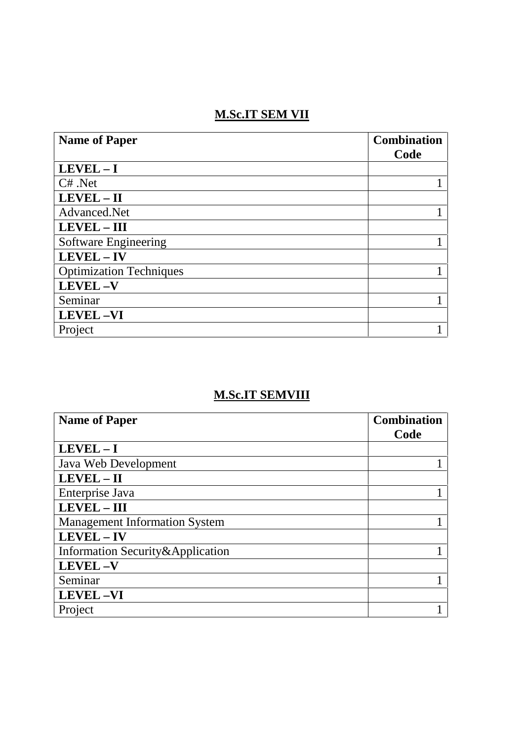## M.Sc.IT SEM VII

| Name of Paper | Combination Code |
|---|---|
| **LEVEL – I** | |
| C# .Net | 1 |
| **LEVEL – II** | |
| Advanced.Net | 1 |
| **LEVEL – III** | |
| Software Engineering | 1 |
| **LEVEL – IV** | |
| Optimization Techniques | 1 |
| **LEVEL –V** | |
| Seminar | 1 |
| **LEVEL –VI** | |
| Project | 1 |

## M.Sc.IT SEMVIII

| Name of Paper | Combination Code |
|---|---|
| **LEVEL – I** | |
| Java Web Development | 1 |
| **LEVEL – II** | |
| Enterprise Java | 1 |
| **LEVEL – III** | |
| Management Information System | 1 |
| **LEVEL – IV** | |
| Information Security&Application | 1 |
| **LEVEL –V** | |
| Seminar | 1 |
| **LEVEL –VI** | |
| Project | 1 |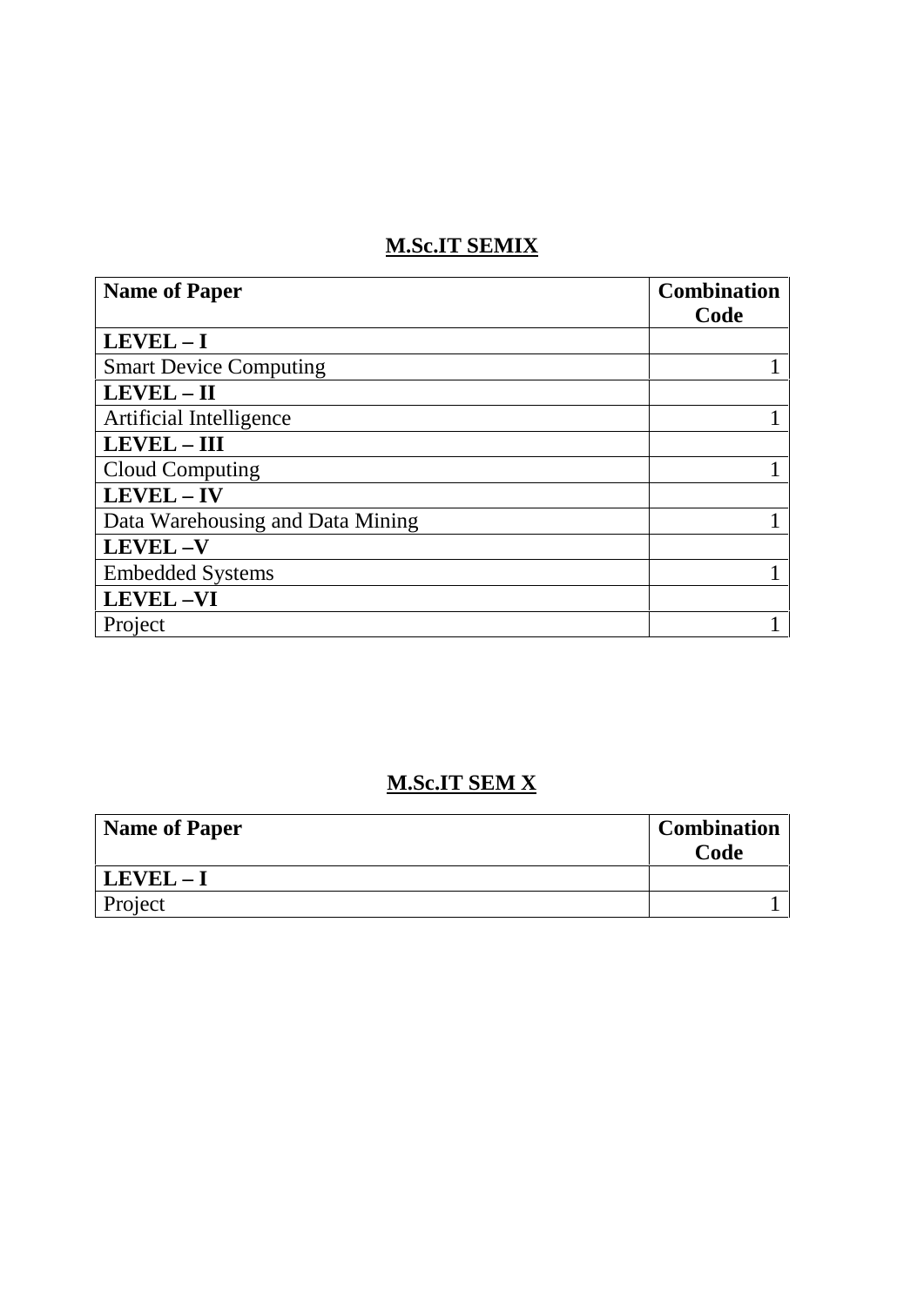## M.Sc.IT SEMIX

| Name of Paper | Combination Code |
|---|---|
| **LEVEL – I** | |
| Smart Device Computing | 1 |
| **LEVEL – II** | |
| Artificial Intelligence | 1 |
| **LEVEL – III** | |
| Cloud Computing | 1 |
| **LEVEL – IV** | |
| Data Warehousing and Data Mining | 1 |
| **LEVEL –V** | |
| Embedded Systems | 1 |
| **LEVEL –VI** | |
| Project | 1 |

## M.Sc.IT SEM X

| Name of Paper | Combination Code |
|---|---|
| **LEVEL – I** | |
| Project | 1 |